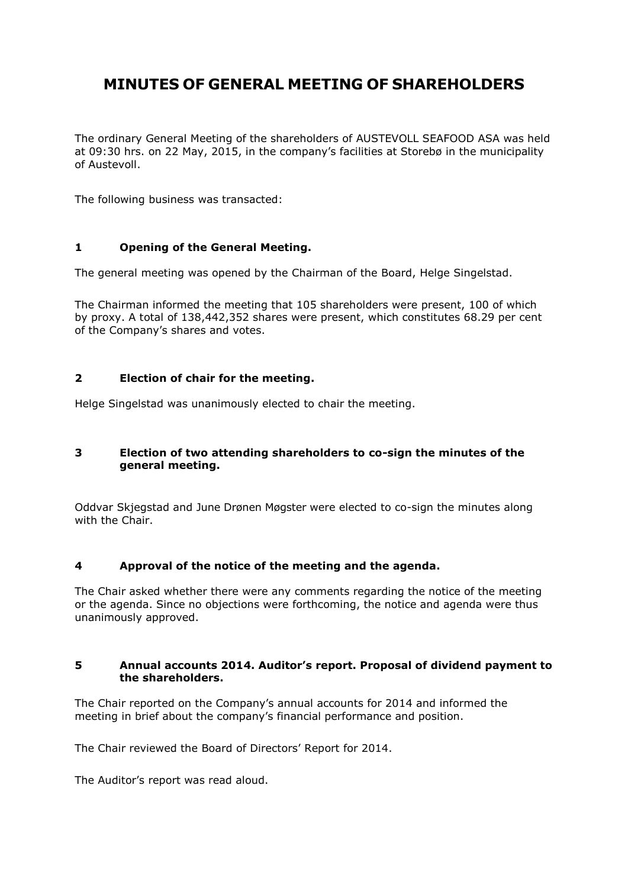# MINUTES OF GENERAL MEETING OF SHAREHOLDERS

The ordinary General Meeting of the shareholders of AUSTEVOLL SEAFOOD ASA was held at 09:30 hrs. on 22 May, 2015, in the company's facilities at Storebø in the municipality of Austevoll.

The following business was transacted:

### 1 Opening of the General Meeting.

The general meeting was opened by the Chairman of the Board, Helge Singelstad.

The Chairman informed the meeting that 105 shareholders were present, 100 of which by proxy. A total of 138,442,352 shares were present, which constitutes 68.29 per cent of the Company's shares and votes.

### 2 Election of chair for the meeting.

Helge Singelstad was unanimously elected to chair the meeting.

### 3 Election of two attending shareholders to co-sign the minutes of the general meeting.

Oddvar Skjegstad and June Drønen Møgster were elected to co-sign the minutes along with the Chair.

### 4 Approval of the notice of the meeting and the agenda.

The Chair asked whether there were any comments regarding the notice of the meeting or the agenda. Since no objections were forthcoming, the notice and agenda were thus unanimously approved.

### 5 Annual accounts 2014. Auditor's report. Proposal of dividend payment to the shareholders.

The Chair reported on the Company's annual accounts for 2014 and informed the meeting in brief about the company's financial performance and position.

The Chair reviewed the Board of Directors' Report for 2014.

The Auditor's report was read aloud.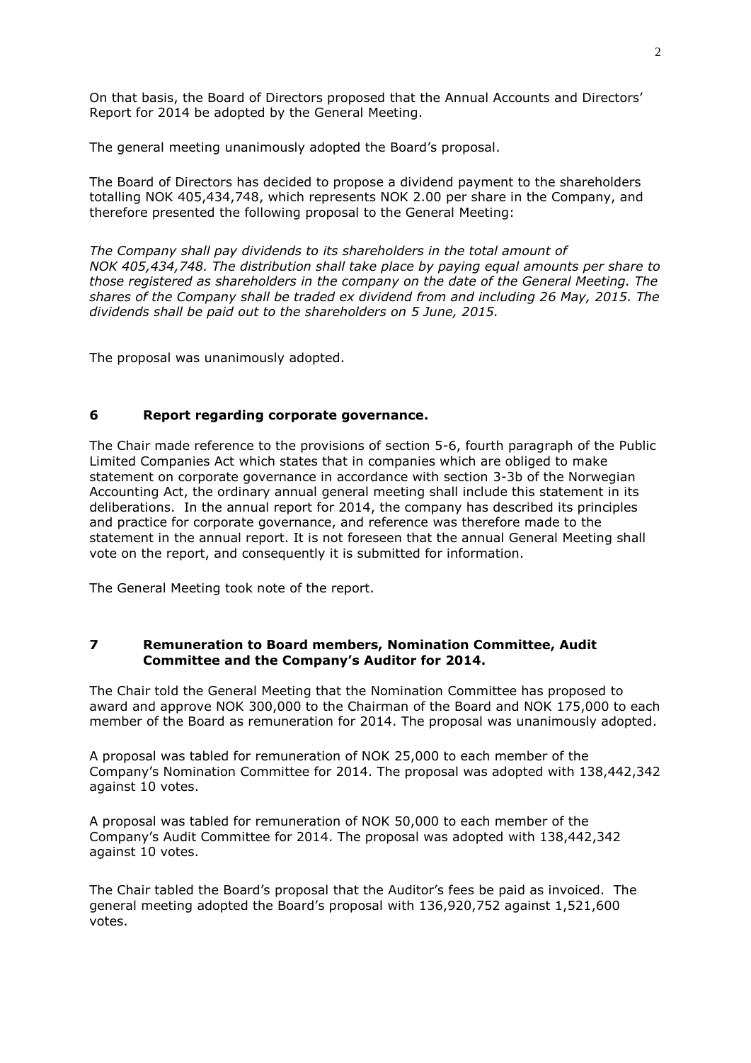On that basis, the Board of Directors proposed that the Annual Accounts and Directors' Report for 2014 be adopted by the General Meeting.

The general meeting unanimously adopted the Board's proposal.

The Board of Directors has decided to propose a dividend payment to the shareholders totalling NOK 405,434,748, which represents NOK 2.00 per share in the Company, and therefore presented the following proposal to the General Meeting:

*The Company shall pay dividends to its shareholders in the total amount of NOK 405,434,748. The distribution shall take place by paying equal amounts per share to those registered as shareholders in the company on the date of the General Meeting. The shares of the Company shall be traded ex dividend from and including 26 May, 2015. The dividends shall be paid out to the shareholders on 5 June, 2015.*

The proposal was unanimously adopted.

## 6 Report regarding corporate governance.

The Chair made reference to the provisions of section 5-6, fourth paragraph of the Public Limited Companies Act which states that in companies which are obliged to make statement on corporate governance in accordance with section 3-3b of the Norwegian Accounting Act, the ordinary annual general meeting shall include this statement in its deliberations. In the annual report for 2014, the company has described its principles and practice for corporate governance, and reference was therefore made to the statement in the annual report. It is not foreseen that the annual General Meeting shall vote on the report, and consequently it is submitted for information.

The General Meeting took note of the report.

## 7 Remuneration to Board members, Nomination Committee, Audit Committee and the Company's Auditor for 2014.

The Chair told the General Meeting that the Nomination Committee has proposed to award and approve NOK 300,000 to the Chairman of the Board and NOK 175,000 to each member of the Board as remuneration for 2014. The proposal was unanimously adopted.

A proposal was tabled for remuneration of NOK 25,000 to each member of the Company's Nomination Committee for 2014. The proposal was adopted with 138,442,342 against 10 votes.

A proposal was tabled for remuneration of NOK 50,000 to each member of the Company's Audit Committee for 2014. The proposal was adopted with 138,442,342 against 10 votes.

The Chair tabled the Board's proposal that the Auditor's fees be paid as invoiced. The general meeting adopted the Board's proposal with 136,920,752 against 1,521,600 votes.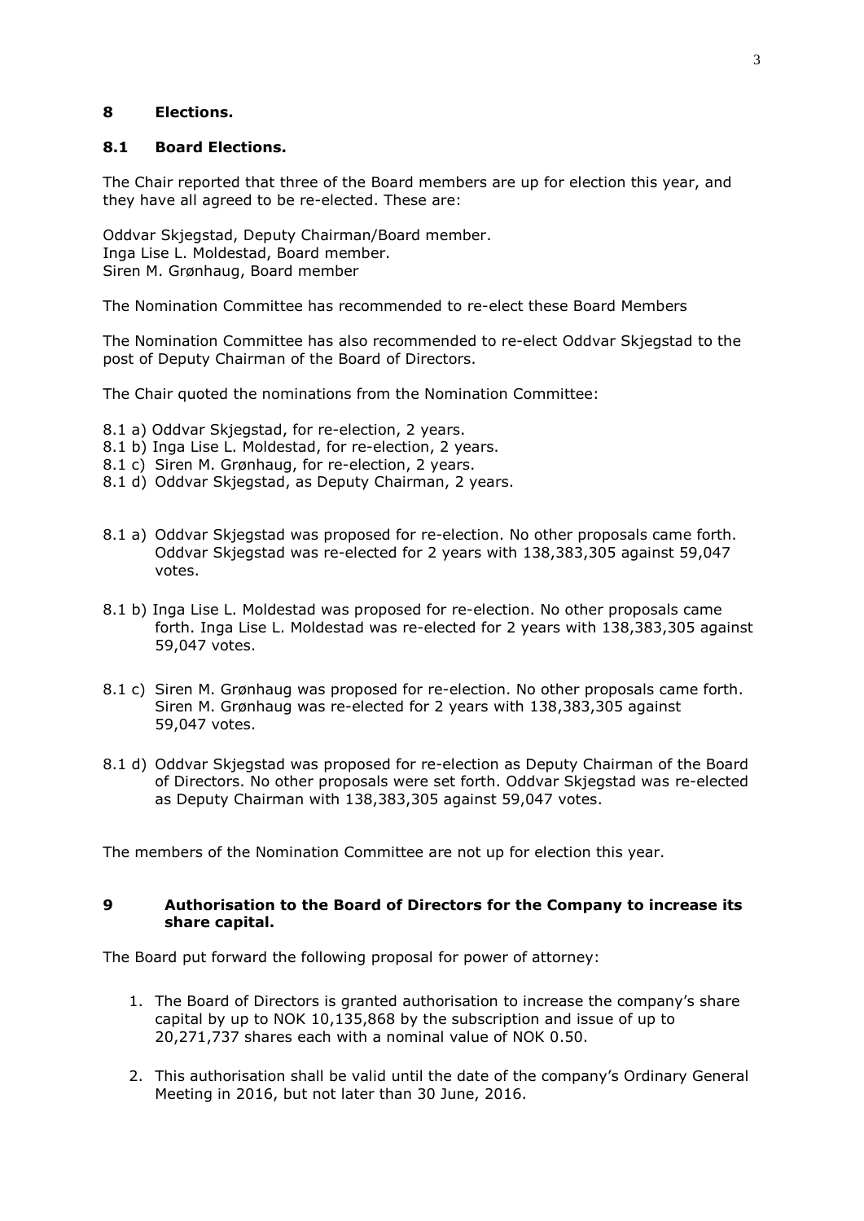## 8 Elections.

### 8.1 Board Elections.

The Chair reported that three of the Board members are up for election this year, and they have all agreed to be re-elected. These are:

Oddvar Skjegstad, Deputy Chairman/Board member.
Inga Lise L. Moldestad, Board member.
Siren M. Grønhaug, Board member

The Nomination Committee has recommended to re-elect these Board Members

The Nomination Committee has also recommended to re-elect Oddvar Skjegstad to the post of Deputy Chairman of the Board of Directors.

The Chair quoted the nominations from the Nomination Committee:

8.1 a) Oddvar Skjegstad, for re-election, 2 years.
8.1 b) Inga Lise L. Moldestad, for re-election, 2 years.
8.1 c) Siren M. Grønhaug, for re-election, 2 years.
8.1 d) Oddvar Skjegstad, as Deputy Chairman, 2 years.

8.1 a) Oddvar Skjegstad was proposed for re-election. No other proposals came forth. Oddvar Skjegstad was re-elected for 2 years with 138,383,305 against 59,047 votes.

8.1 b) Inga Lise L. Moldestad was proposed for re-election. No other proposals came forth. Inga Lise L. Moldestad was re-elected for 2 years with 138,383,305 against 59,047 votes.

8.1 c) Siren M. Grønhaug was proposed for re-election. No other proposals came forth. Siren M. Grønhaug was re-elected for 2 years with 138,383,305 against 59,047 votes.

8.1 d) Oddvar Skjegstad was proposed for re-election as Deputy Chairman of the Board of Directors. No other proposals were set forth. Oddvar Skjegstad was re-elected as Deputy Chairman with 138,383,305 against 59,047 votes.

The members of the Nomination Committee are not up for election this year.

## 9 Authorisation to the Board of Directors for the Company to increase its share capital.

The Board put forward the following proposal for power of attorney:

1. The Board of Directors is granted authorisation to increase the company's share capital by up to NOK 10,135,868 by the subscription and issue of up to 20,271,737 shares each with a nominal value of NOK 0.50.

2. This authorisation shall be valid until the date of the company's Ordinary General Meeting in 2016, but not later than 30 June, 2016.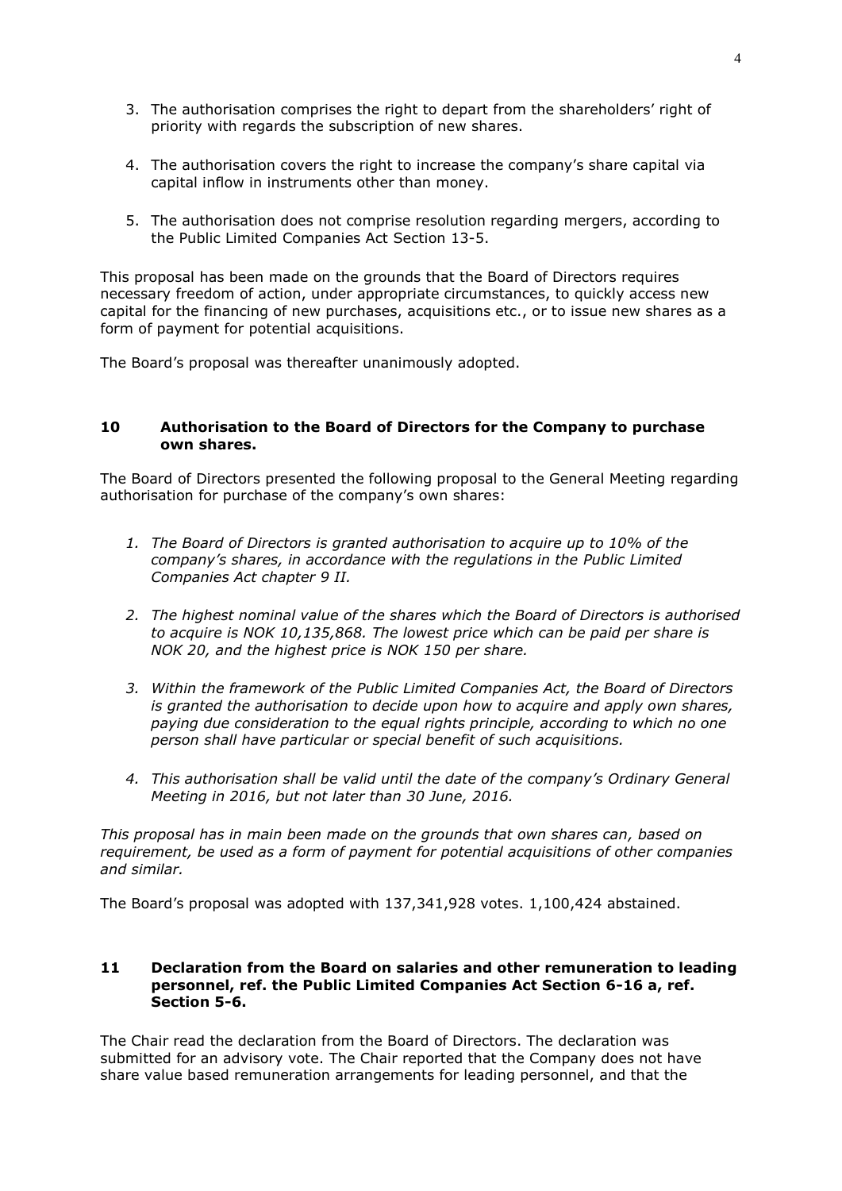3. The authorisation comprises the right to depart from the shareholders' right of priority with regards the subscription of new shares.

4. The authorisation covers the right to increase the company's share capital via capital inflow in instruments other than money.

5. The authorisation does not comprise resolution regarding mergers, according to the Public Limited Companies Act Section 13-5.

This proposal has been made on the grounds that the Board of Directors requires necessary freedom of action, under appropriate circumstances, to quickly access new capital for the financing of new purchases, acquisitions etc., or to issue new shares as a form of payment for potential acquisitions.

The Board's proposal was thereafter unanimously adopted.

## 10 Authorisation to the Board of Directors for the Company to purchase own shares.

The Board of Directors presented the following proposal to the General Meeting regarding authorisation for purchase of the company's own shares:

1. *The Board of Directors is granted authorisation to acquire up to 10% of the company's shares, in accordance with the regulations in the Public Limited Companies Act chapter 9 II.*

2. *The highest nominal value of the shares which the Board of Directors is authorised to acquire is NOK 10,135,868. The lowest price which can be paid per share is NOK 20, and the highest price is NOK 150 per share.*

3. *Within the framework of the Public Limited Companies Act, the Board of Directors is granted the authorisation to decide upon how to acquire and apply own shares, paying due consideration to the equal rights principle, according to which no one person shall have particular or special benefit of such acquisitions.*

4. *This authorisation shall be valid until the date of the company's Ordinary General Meeting in 2016, but not later than 30 June, 2016.*

*This proposal has in main been made on the grounds that own shares can, based on requirement, be used as a form of payment for potential acquisitions of other companies and similar.*

The Board's proposal was adopted with 137,341,928 votes. 1,100,424 abstained.

## 11 Declaration from the Board on salaries and other remuneration to leading personnel, ref. the Public Limited Companies Act Section 6-16 a, ref. Section 5-6.

The Chair read the declaration from the Board of Directors. The declaration was submitted for an advisory vote. The Chair reported that the Company does not have share value based remuneration arrangements for leading personnel, and that the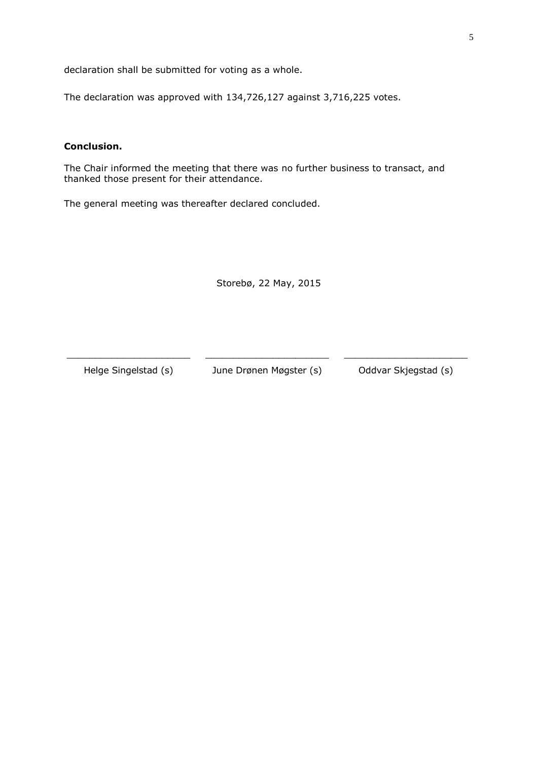declaration shall be submitted for voting as a whole.

The declaration was approved with 134,726,127 against 3,716,225 votes.

**Conclusion.**

The Chair informed the meeting that there was no further business to transact, and thanked those present for their attendance.

The general meeting was thereafter declared concluded.

Storebø, 22 May, 2015

| | | |
|---|---|---|
| Helge Singelstad (s) | June Drønen Møgster (s) | Oddvar Skjegstad (s) |